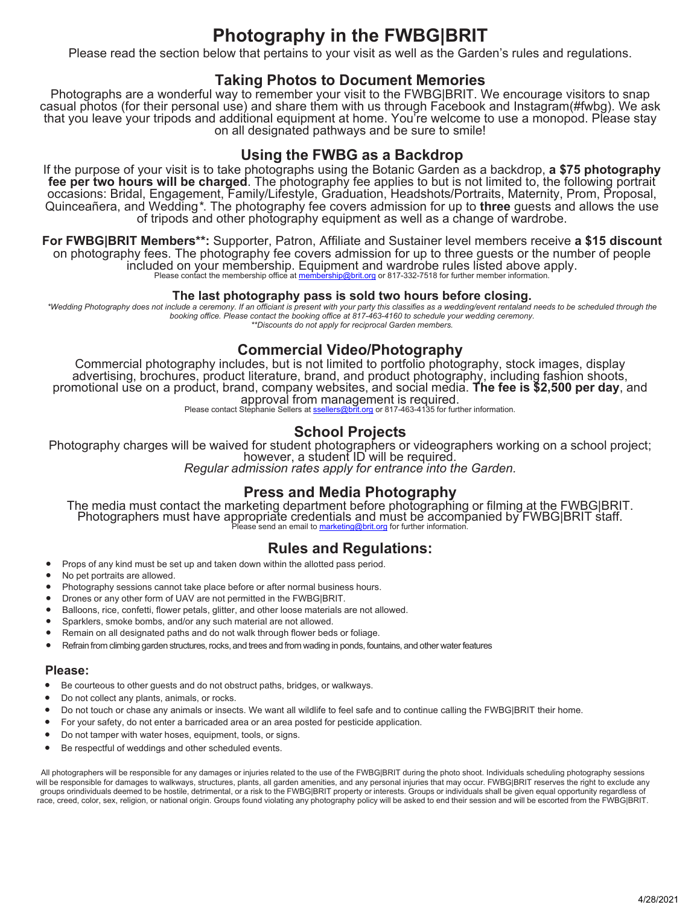# Photography in the FWBG|BRIT

Please read the section below that pertains to your visit as well as the Garden's rules and regulations.

## Taking Photos to Document Memories

Photographs are a wonderful way to remember your visit to the FWBG|BRIT. We encourage visitors to snap casual photos (for their personal use) and share them with us through Facebook and Instagram(#fwbg). We ask that you leave your tripods and additional equipment at home. You're welcome to use a monopod. Please stay on all designated pathways and be sure to smile!

## Using the FWBG as a Backdrop

If the purpose of your visit is to take photographs using the Botanic Garden as a backdrop, **a $75 photography fee per two hours will be charged**. The photography fee applies to but is not limited to, the following portrait occasions: Bridal, Engagement, Family/Lifestyle, Graduation, Headshots/Portraits, Maternity, Prom, Proposal, Quinceañera, and Wedding*. The photography fee covers admission for up to **three** guests and allows the use of tripods and other photography equipment as well as a change of wardrobe.

**For FWBG|BRIT Members**:** Supporter, Patron, Affiliate and Sustainer level members receive **a $15 discount** on photography fees. The photography fee covers admission for up to three guests or the number of people included on your membership. Equipment and wardrobe rules listed above apply.

Please contact the membership office at membership@brit.org or 817-332-7518 for further member information.

**The last photography pass is sold two hours before closing.**

*\*Wedding Photography does not include a ceremony. If an officiant is present with your party this classifies as a wedding/event rentaland needs to be scheduled through the booking office. Please contact the booking office at 817-463-4160 to schedule your wedding ceremony.*

*\*\*Discounts do not apply for reciprocal Garden members.*

## Commercial Video/Photography

Commercial photography includes, but is not limited to portfolio photography, stock images, display advertising, brochures, product literature, brand, and product photography, including fashion shoots, promotional use on a product, brand, company websites, and social media. **The fee is $2,500 per day**, and approval from management is required.

Please contact Stephanie Sellers at ssellers@brit.org or 817-463-4135 for further information.

## School Projects

Photography charges will be waived for student photographers or videographers working on a school project; however, a student ID will be required.

*Regular admission rates apply for entrance into the Garden.*

## Press and Media Photography

The media must contact the marketing department before photographing or filming at the FWBG|BRIT. Photographers must have appropriate credentials and must be accompanied by FWBG|BRIT staff.

Please send an email to marketing@brit.org for further information.

## Rules and Regulations:

- Props of any kind must be set up and taken down within the allotted pass period.
- No pet portraits are allowed.
- Photography sessions cannot take place before or after normal business hours.
- Drones or any other form of UAV are not permitted in the FWBG|BRIT.
- Balloons, rice, confetti, flower petals, glitter, and other loose materials are not allowed.
- Sparklers, smoke bombs, and/or any such material are not allowed.
- Remain on all designated paths and do not walk through flower beds or foliage.
- Refrain from climbing garden structures, rocks, and trees and from wading in ponds, fountains, and other water features

### Please:

- Be courteous to other guests and do not obstruct paths, bridges, or walkways.
- Do not collect any plants, animals, or rocks.
- Do not touch or chase any animals or insects. We want all wildlife to feel safe and to continue calling the FWBG|BRIT their home.
- For your safety, do not enter a barricaded area or an area posted for pesticide application.
- Do not tamper with water hoses, equipment, tools, or signs.
- Be respectful of weddings and other scheduled events.

All photographers will be responsible for any damages or injuries related to the use of the FWBG|BRIT during the photo shoot. Individuals scheduling photography sessions will be responsible for damages to walkways, structures, plants, all garden amenities, and any personal injuries that may occur. FWBG|BRIT reserves the right to exclude any groups orindividuals deemed to be hostile, detrimental, or a risk to the FWBG|BRIT property or interests. Groups or individuals shall be given equal opportunity regardless of race, creed, color, sex, religion, or national origin. Groups found violating any photography policy will be asked to end their session and will be escorted from the FWBG|BRIT.

4/28/2021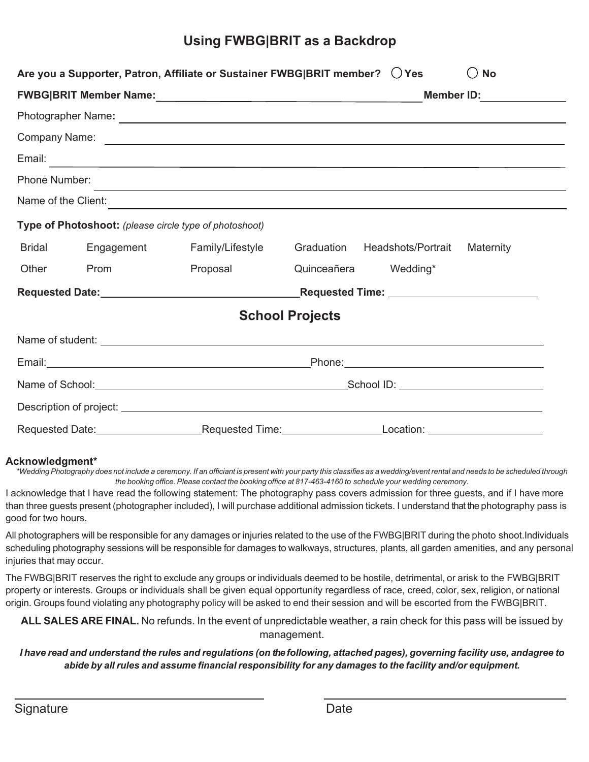# Using FWBG|BRIT as a Backdrop

**Are you a Supporter, Patron, Affiliate or Sustainer FWBG|BRIT member?** ◯ **Yes** ◯ **No**

**FWBG|BRIT Member Name:** ______________________ **Member ID:** ____________

Photographer Name**:** ______________________

Company Name: ______________________

Email: ______________________

Phone Number: ______________________

Name of the Client: ______________________

**Type of Photoshoot:** *(please circle type of photoshoot)*

| | | | | | |
|---|---|---|---|---|---|
| Bridal | Engagement | Family/Lifestyle | Graduation | Headshots/Portrait | Maternity |
| Other | Prom | Proposal | Quinceañera | Wedding* | |

**Requested Date:** ______________________ **Requested Time:** ______________________

## School Projects

Name of student: ______________________

Email: ______________________ Phone: ______________________

Name of School: ______________________ School ID: ______________________

Description of project: ______________________

Requested Date: ____________ Requested Time: ____________ Location: ____________

**Acknowledgment***

*\*Wedding Photography does not include a ceremony. If an officiant is present with your party this classifies as a wedding/event rental and needs to be scheduled through the booking office. Please contact the booking office at 817-463-4160 to schedule your wedding ceremony.*

I acknowledge that I have read the following statement: The photography pass covers admission for three guests, and if I have more than three guests present (photographer included), I will purchase additional admission tickets. I understand that the photography pass is good for two hours.

All photographers will be responsible for any damages or injuries related to the use of the FWBG|BRIT during the photo shoot.Individuals scheduling photography sessions will be responsible for damages to walkways, structures, plants, all garden amenities, and any personal injuries that may occur.

The FWBG|BRIT reserves the right to exclude any groups or individuals deemed to be hostile, detrimental, or arisk to the FWBG|BRIT property or interests. Groups or individuals shall be given equal opportunity regardless of race, creed, color, sex, religion, or national origin. Groups found violating any photography policy will be asked to end their session and will be escorted from the FWBG|BRIT.

**ALL SALES ARE FINAL.** No refunds. In the event of unpredictable weather, a rain check for this pass will be issued by management.

***I have read and understand the rules and regulations (on the following, attached pages), governing facility use, andagree to abide by all rules and assume financial responsibility for any damages to the facility and/or equipment.***

______________________ ______________________

Signature Date